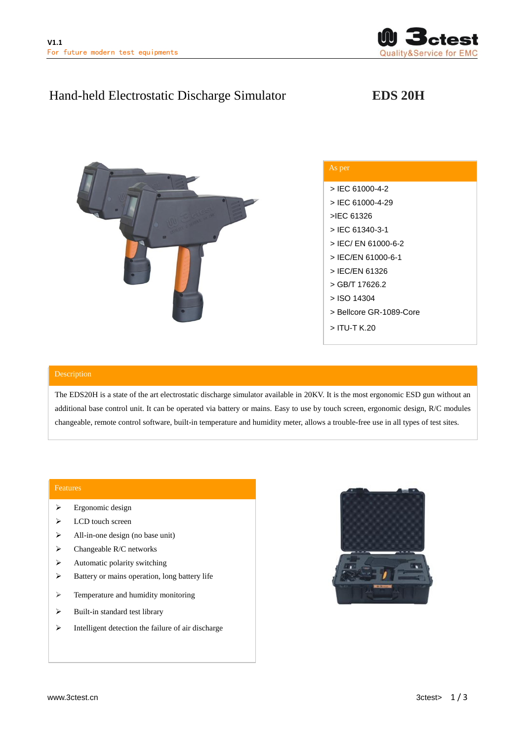# Hand-held Electrostatic Discharge Simulator

## EDS 20H

### As per

- > IEC 61000-4-2
- > IEC 61000-4-29
- >IEC 61326
- > IEC 61340-3-1
- > IEC/ EN 61000-6-2
- > IEC/EN 61000-6-1
- > IEC/EN 61326
- > GB/T 17626.2
- > ISO 14304
- > Bellcore GR-1089-Core
- > ITU-T K.20

### Description

The EDS20H is a state of the art electrostatic discharge simulator available in 20KV. It is the most ergonomic ESD gun without an additional base control unit. It can be operated via battery or mains. Easy to use by touch screen, ergonomic design, R/C modules changeable, remote control software, built-in temperature and humidity meter, allows a trouble-free use in all types of test sites.

### Features

- Ergonomic design
- LCD touch screen
- All-in-one design (no base unit)
- Changeable R/C networks
- Automatic polarity switching
- Battery or mains operation, long battery life
- Temperature and humidity monitoring
- Built-in standard test library
- Intelligent detection the failure of air discharge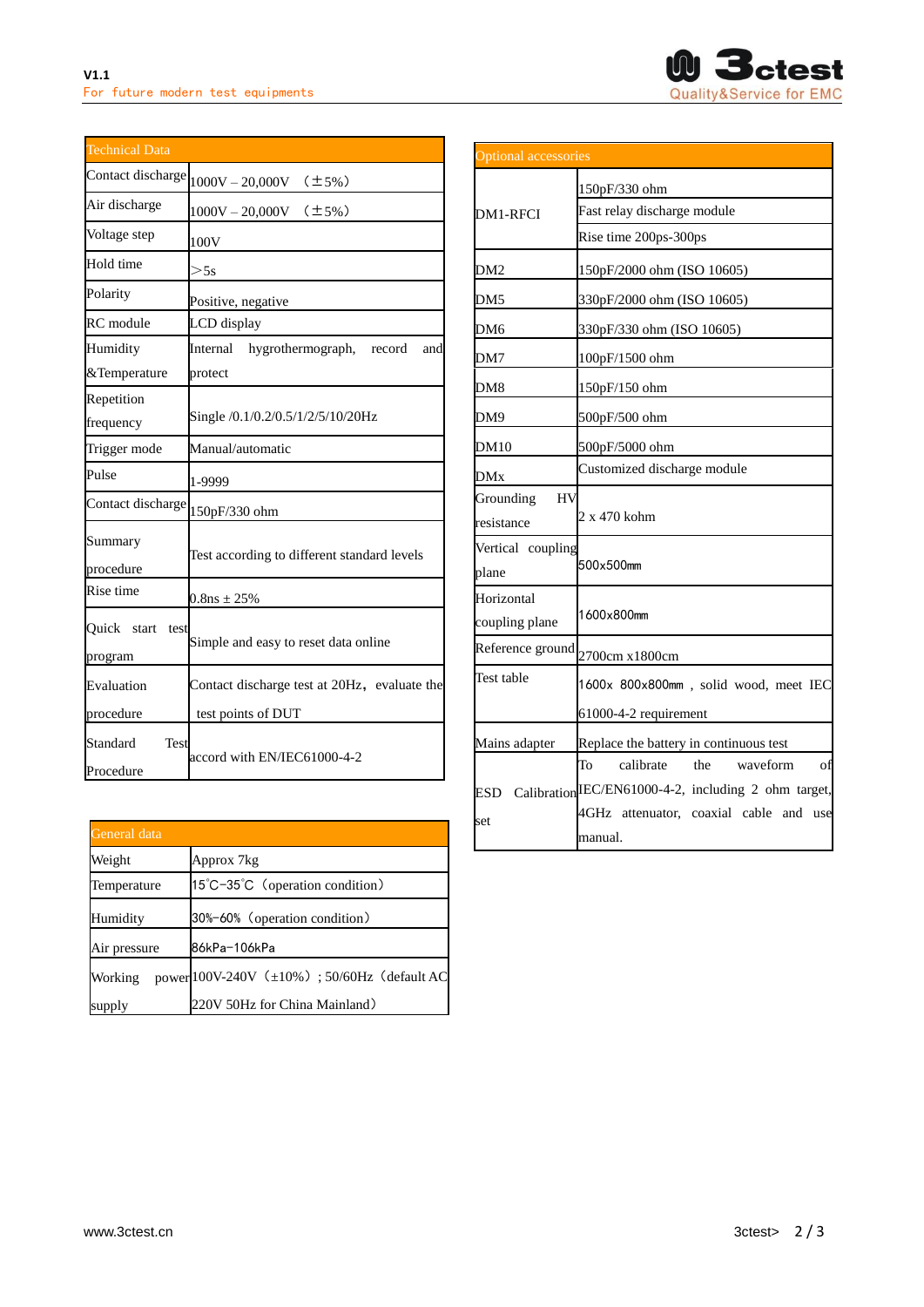| Technical Data | |
|---|---|
| Contact discharge | 1000V – 20,000V （±5%） |
| Air discharge | 1000V – 20,000V （±5%） |
| Voltage step | 100V |
| Hold time | ＞5s |
| Polarity | Positive, negative |
| RC module | LCD display |
| Humidity &Temperature | Internal hygrothermograph, record and protect |
| Repetition frequency | Single /0.1/0.2/0.5/1/2/5/10/20Hz |
| Trigger mode | Manual/automatic |
| Pulse | 1-9999 |
| Contact discharge | 150pF/330 ohm |
| Summary procedure | Test according to different standard levels |
| Rise time | 0.8ns ± 25% |
| Quick start test program | Simple and easy to reset data online |
| Evaluation procedure | Contact discharge test at 20Hz，evaluate the test points of DUT |
| Standard Test Procedure | accord with EN/IEC61000-4-2 |

| General data | |
|---|---|
| Weight | Approx 7kg |
| Temperature | 15℃-35℃（operation condition） |
| Humidity | 30%-60%（operation condition） |
| Air pressure | 86kPa-106kPa |
| Working power supply | 100V-240V（±10%）; 50/60Hz（default AC 220V 50Hz for China Mainland） |

| Optional accessories | |
|---|---|
| DM1-RFCI | 150pF/330 ohm |
| | Fast relay discharge module |
| | Rise time 200ps-300ps |
| DM2 | 150pF/2000 ohm (ISO 10605) |
| DM5 | 330pF/2000 ohm (ISO 10605) |
| DM6 | 330pF/330 ohm (ISO 10605) |
| DM7 | 100pF/1500 ohm |
| DM8 | 150pF/150 ohm |
| DM9 | 500pF/500 ohm |
| DM10 | 500pF/5000 ohm |
| DMx | Customized discharge module |
| Grounding HV resistance | 2 x 470 kohm |
| Vertical coupling plane | 500x500mm |
| Horizontal coupling plane | 1600x800mm |
| Reference ground | 2700cm x1800cm |
| Test table | 1600x 800x800mm , solid wood, meet IEC 61000-4-2 requirement |
| Mains adapter | Replace the battery in continuous test |
| ESD Calibration set | To calibrate the waveform of IEC/EN61000-4-2, including 2 ohm target, 4GHz attenuator, coaxial cable and use manual. |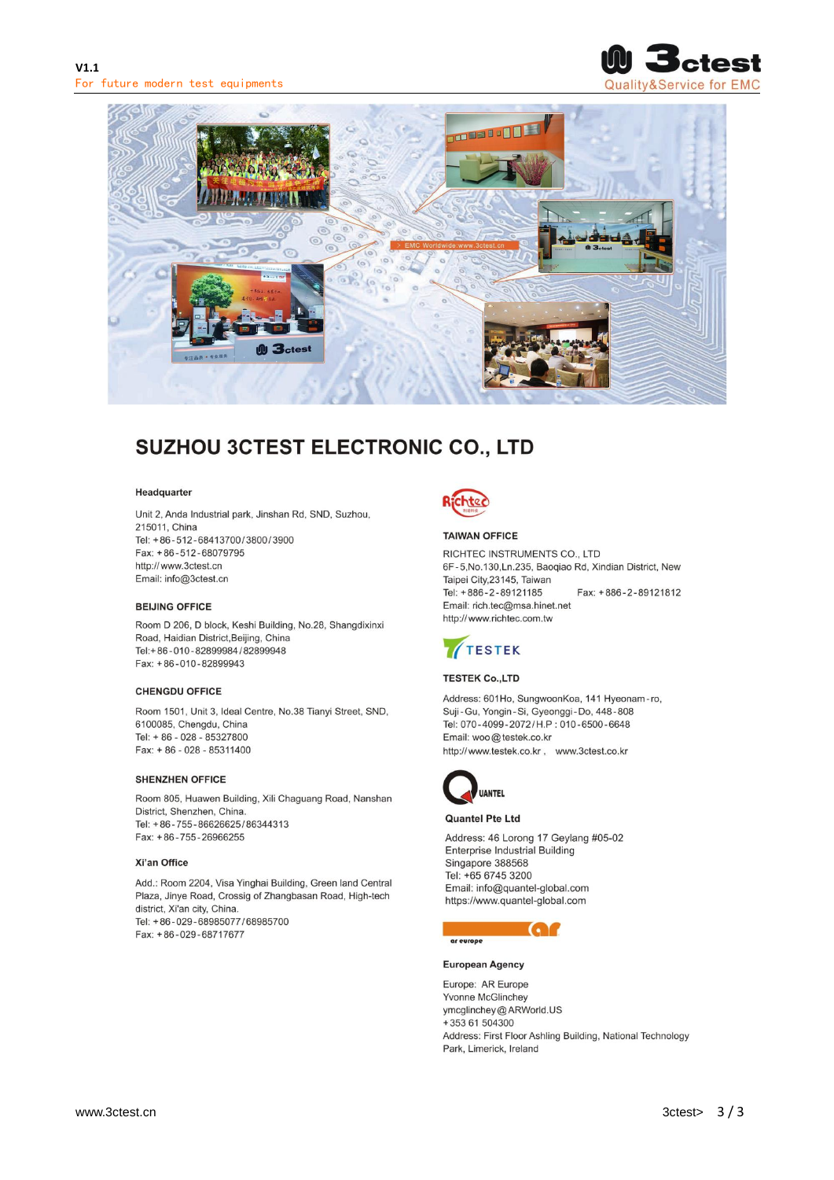# SUZHOU 3CTEST ELECTRONIC CO., LTD

**Headquarter**

Unit 2, Anda Industrial park, Jinshan Rd, SND, Suzhou, 215011, China
Tel: +86-512-68413700/3800/3900
Fax: +86-512-68079795
http:// www.3ctest.cn
Email: info@3ctest.cn

**BEIJING OFFICE**

Room D 206, D block, Keshi Building, No.28, Shangdixinxi Road, Haidian District,Beijing, China
Tel:+86-010-82899984/82899948
Fax: +86-010-82899943

**CHENGDU OFFICE**

Room 1501, Unit 3, Ideal Centre, No.38 Tianyi Street, SND, 6100085, Chengdu, China
Tel: + 86 - 028 - 85327800
Fax: + 86 - 028 - 85311400

**SHENZHEN OFFICE**

Room 805, Huawen Building, Xili Chaguang Road, Nanshan District, Shenzhen, China.
Tel: +86-755-86626625/86344313
Fax: +86-755-26966255

**Xi'an Office**

Add.: Room 2204, Visa Yinghai Building, Green land Central Plaza, Jinye Road, Crossig of Zhangbasan Road, High-tech district, Xi'an city, China.
Tel: +86-029-68985077/68985700
Fax: +86-029-68717677

**TAIWAN OFFICE**

RICHTEC INSTRUMENTS CO., LTD
6F-5,No.130,Ln.235, Baoqiao Rd, Xindian District, New Taipei City,23145, Taiwan
Tel: +886-2-89121185 Fax: +886-2-89121812
Email: rich.tec@msa.hinet.net
http:// www.richtec.com.tw

**TESTEK Co.,LTD**

Address: 601Ho, SungwoonKoa, 141 Hyeonam-ro, Suji-Gu, Yongin-Si, Gyeonggi-Do, 448-808
Tel: 070-4099-2072/H.P : 010-6500-6648
Email: woo@testek.co.kr
http:// www.testek.co.kr , www.3ctest.co.kr

**Quantel Pte Ltd**

Address: 46 Lorong 17 Geylang #05-02
Enterprise Industrial Building
Singapore 388568
Tel: +65 6745 3200
Email: info@quantel-global.com
https://www.quantel-global.com

**European Agency**

Europe: AR Europe
Yvonne McGlinchey
ymcglinchey@ARWorld.US
+353 61 504300
Address: First Floor Ashling Building, National Technology Park, Limerick, Ireland